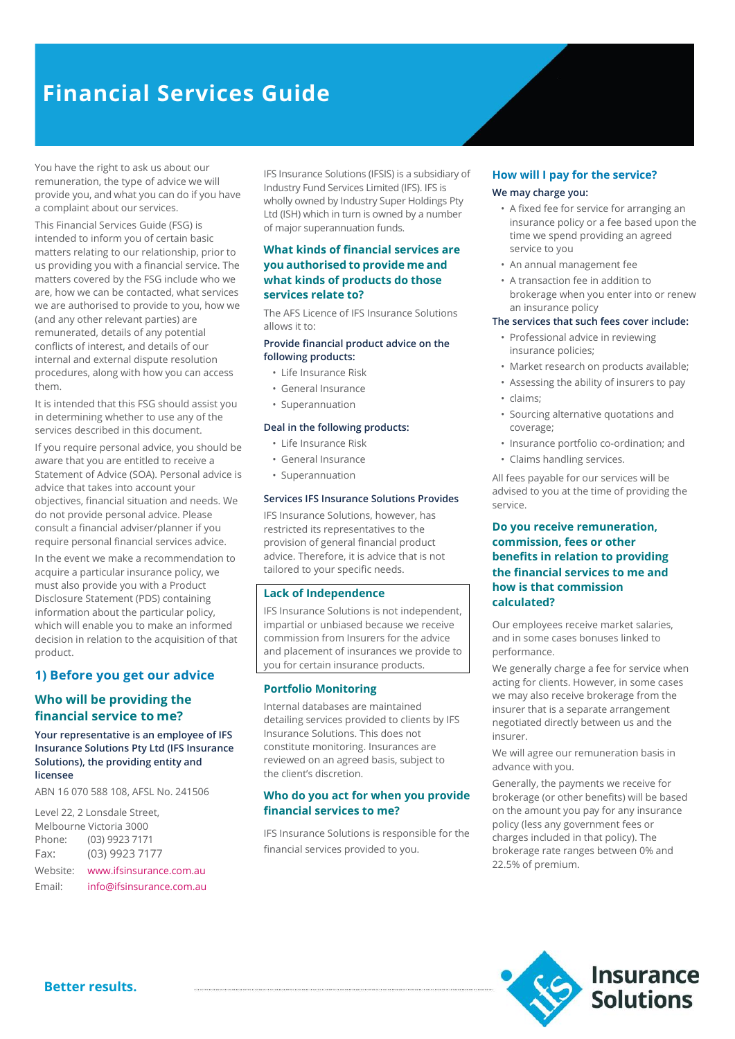# Financial Services Guide

You have the right to ask us about our remuneration, the type of advice we will provide you, and what you can do if you have a complaint about our services.

This Financial Services Guide (FSG) is intended to inform you of certain basic matters relating to our relationship, prior to us providing you with a financial service. The matters covered by the FSG include who we are, how we can be contacted, what services we are authorised to provide to you, how we (and any other relevant parties) are remunerated, details of any potential conflicts of interest, and details of our internal and external dispute resolution procedures, along with how you can access them.

It is intended that this FSG should assist you in determining whether to use any of the services described in this document.

If you require personal advice, you should be aware that you are entitled to receive a Statement of Advice (SOA). Personal advice is advice that takes into account your objectives, financial situation and needs. We do not provide personal advice. Please consult a financial adviser/planner if you require personal financial services advice.

In the event we make a recommendation to acquire a particular insurance policy, we must also provide you with a Product Disclosure Statement (PDS) containing information about the particular policy, which will enable you to make an informed decision in relation to the acquisition of that product.

## 1) Before you get our advice

### Who will be providing the financial service to me?

**Your representative is an employee of IFS Insurance Solutions Pty Ltd (IFS Insurance Solutions), the providing entity and licensee**

ABN 16 070 588 108, AFSL No. 241506

Level 22, 2 Lonsdale Street,
Melbourne Victoria 3000
Phone: (03) 9923 7171
Fax: (03) 9923 7177
Website: www.ifsinsurance.com.au
Email: info@ifsinsurance.com.au

IFS Insurance Solutions (IFSIS) is a subsidiary of Industry Fund Services Limited (IFS). IFS is wholly owned by Industry Super Holdings Pty Ltd (ISH) which in turn is owned by a number of major superannuation funds.

### What kinds of financial services are you authorised to provide me and what kinds of products do those services relate to?

The AFS Licence of IFS Insurance Solutions allows it to:

**Provide financial product advice on the following products:**

- Life Insurance Risk
- General Insurance
- Superannuation

**Deal in the following products:**

- Life Insurance Risk
- General Insurance
- Superannuation

**Services IFS Insurance Solutions Provides**

IFS Insurance Solutions, however, has restricted its representatives to the provision of general financial product advice. Therefore, it is advice that is not tailored to your specific needs.

### Lack of Independence

IFS Insurance Solutions is not independent, impartial or unbiased because we receive commission from Insurers for the advice and placement of insurances we provide to you for certain insurance products.

### Portfolio Monitoring

Internal databases are maintained detailing services provided to clients by IFS Insurance Solutions. This does not constitute monitoring. Insurances are reviewed on an agreed basis, subject to the client's discretion.

### Who do you act for when you provide financial services to me?

IFS Insurance Solutions is responsible for the financial services provided to you.

### How will I pay for the service?

**We may charge you:**

- A fixed fee for service for arranging an insurance policy or a fee based upon the time we spend providing an agreed service to you
- An annual management fee
- A transaction fee in addition to brokerage when you enter into or renew an insurance policy

**The services that such fees cover include:**

- Professional advice in reviewing insurance policies;
- Market research on products available;
- Assessing the ability of insurers to pay
- claims;
- Sourcing alternative quotations and coverage;
- Insurance portfolio co-ordination; and
- Claims handling services.

All fees payable for our services will be advised to you at the time of providing the service.

### Do you receive remuneration, commission, fees or other benefits in relation to providing the financial services to me and how is that commission calculated?

Our employees receive market salaries, and in some cases bonuses linked to performance.

We generally charge a fee for service when acting for clients. However, in some cases we may also receive brokerage from the insurer that is a separate arrangement negotiated directly between us and the insurer.

We will agree our remuneration basis in advance with you.

Generally, the payments we receive for brokerage (or other benefits) will be based on the amount you pay for any insurance policy (less any government fees or charges included in that policy). The brokerage rate ranges between 0% and 22.5% of premium.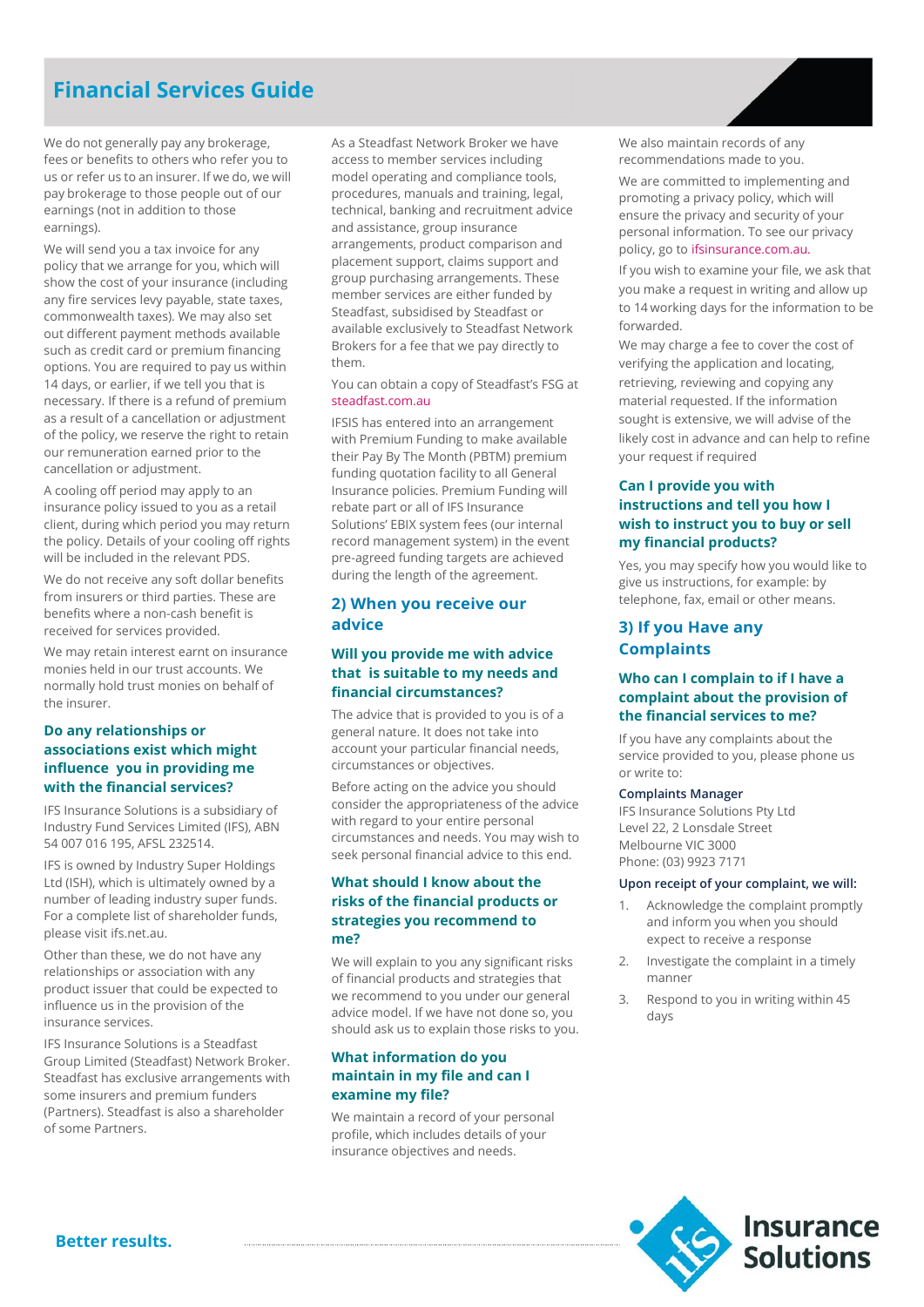# Financial Services Guide

We do not generally pay any brokerage, fees or benefits to others who refer you to us or refer us to an insurer. If we do, we will pay brokerage to those people out of our earnings (not in addition to those earnings).

We will send you a tax invoice for any policy that we arrange for you, which will show the cost of your insurance (including any fire services levy payable, state taxes, commonwealth taxes). We may also set out different payment methods available such as credit card or premium financing options. You are required to pay us within 14 days, or earlier, if we tell you that is necessary. If there is a refund of premium as a result of a cancellation or adjustment of the policy, we reserve the right to retain our remuneration earned prior to the cancellation or adjustment.

A cooling off period may apply to an insurance policy issued to you as a retail client, during which period you may return the policy. Details of your cooling off rights will be included in the relevant PDS.

We do not receive any soft dollar benefits from insurers or third parties. These are benefits where a non-cash benefit is received for services provided.

We may retain interest earnt on insurance monies held in our trust accounts. We normally hold trust monies on behalf of the insurer.

### Do any relationships or associations exist which might influence you in providing me with the financial services?

IFS Insurance Solutions is a subsidiary of Industry Fund Services Limited (IFS), ABN 54 007 016 195, AFSL 232514.

IFS is owned by Industry Super Holdings Ltd (ISH), which is ultimately owned by a number of leading industry super funds. For a complete list of shareholder funds, please visit ifs.net.au.

Other than these, we do not have any relationships or association with any product issuer that could be expected to influence us in the provision of the insurance services.

IFS Insurance Solutions is a Steadfast Group Limited (Steadfast) Network Broker. Steadfast has exclusive arrangements with some insurers and premium funders (Partners). Steadfast is also a shareholder of some Partners.

As a Steadfast Network Broker we have access to member services including model operating and compliance tools, procedures, manuals and training, legal, technical, banking and recruitment advice and assistance, group insurance arrangements, product comparison and placement support, claims support and group purchasing arrangements. These member services are either funded by Steadfast, subsidised by Steadfast or available exclusively to Steadfast Network Brokers for a fee that we pay directly to them.

You can obtain a copy of Steadfast's FSG at steadfast.com.au

IFSIS has entered into an arrangement with Premium Funding to make available their Pay By The Month (PBTM) premium funding quotation facility to all General Insurance policies. Premium Funding will rebate part or all of IFS Insurance Solutions' EBIX system fees (our internal record management system) in the event pre-agreed funding targets are achieved during the length of the agreement.

## 2) When you receive our advice

### Will you provide me with advice that is suitable to my needs and financial circumstances?

The advice that is provided to you is of a general nature. It does not take into account your particular financial needs, circumstances or objectives.

Before acting on the advice you should consider the appropriateness of the advice with regard to your entire personal circumstances and needs. You may wish to seek personal financial advice to this end.

### What should I know about the risks of the financial products or strategies you recommend to me?

We will explain to you any significant risks of financial products and strategies that we recommend to you under our general advice model. If we have not done so, you should ask us to explain those risks to you.

### What information do you maintain in my file and can I examine my file?

We maintain a record of your personal profile, which includes details of your insurance objectives and needs.

We also maintain records of any recommendations made to you.

We are committed to implementing and promoting a privacy policy, which will ensure the privacy and security of your personal information. To see our privacy policy, go to ifsinsurance.com.au.

If you wish to examine your file, we ask that you make a request in writing and allow up to 14 working days for the information to be forwarded.

We may charge a fee to cover the cost of verifying the application and locating, retrieving, reviewing and copying any material requested. If the information sought is extensive, we will advise of the likely cost in advance and can help to refine your request if required

### Can I provide you with instructions and tell you how I wish to instruct you to buy or sell my financial products?

Yes, you may specify how you would like to give us instructions, for example: by telephone, fax, email or other means.

## 3) If you Have any Complaints

### Who can I complain to if I have a complaint about the provision of the financial services to me?

If you have any complaints about the service provided to you, please phone us or write to:

**Complaints Manager**
IFS Insurance Solutions Pty Ltd
Level 22, 2 Lonsdale Street
Melbourne VIC 3000
Phone: (03) 9923 7171

**Upon receipt of your complaint, we will:**

1. Acknowledge the complaint promptly and inform you when you should expect to receive a response
2. Investigate the complaint in a timely manner
3. Respond to you in writing within 45 days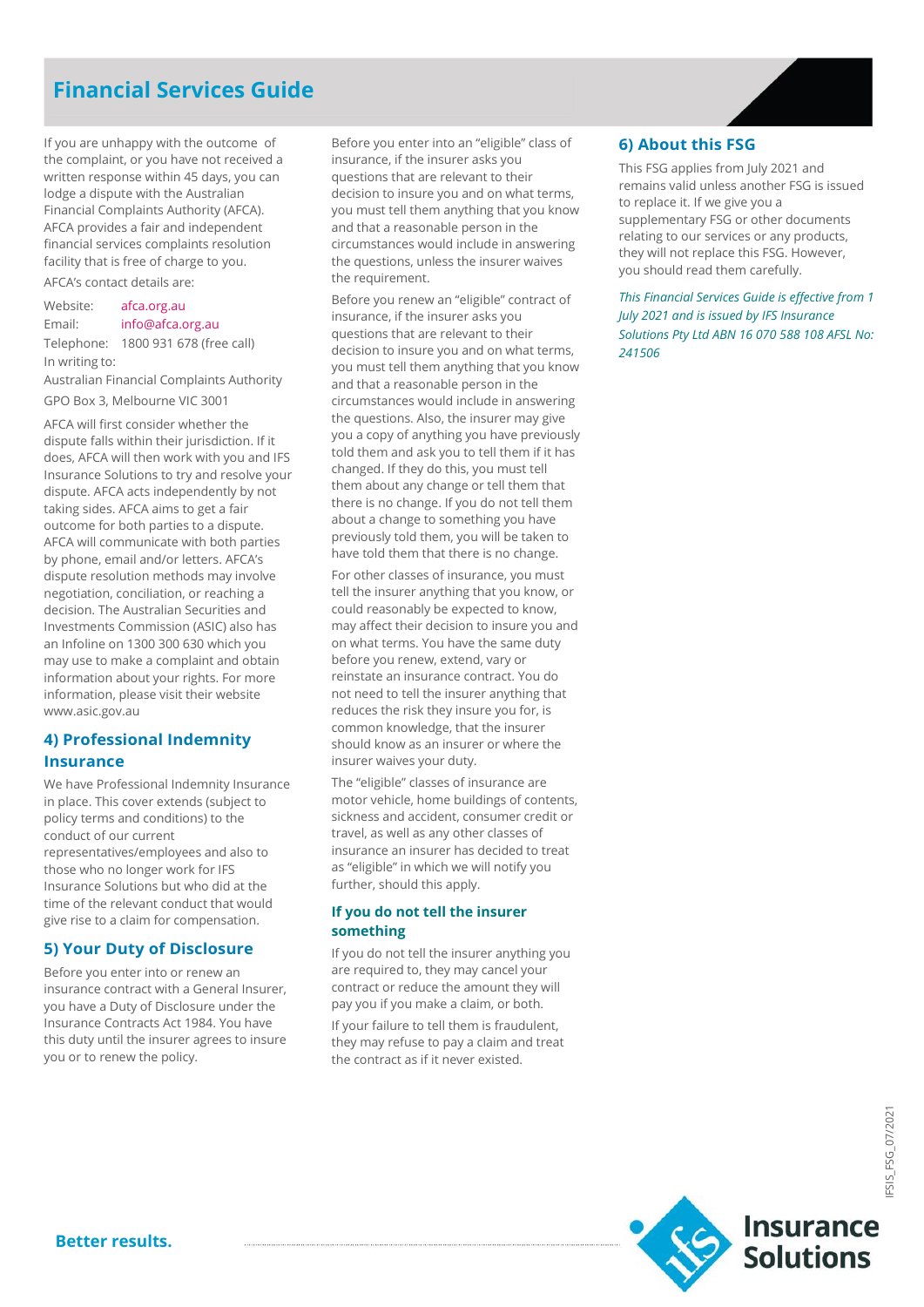# Financial Services Guide

If you are unhappy with the outcome of the complaint, or you have not received a written response within 45 days, you can lodge a dispute with the Australian Financial Complaints Authority (AFCA). AFCA provides a fair and independent financial services complaints resolution facility that is free of charge to you.

AFCA's contact details are:

Website: afca.org.au
Email: info@afca.org.au
Telephone: 1800 931 678 (free call)
In writing to:
Australian Financial Complaints Authority
GPO Box 3, Melbourne VIC 3001

AFCA will first consider whether the dispute falls within their jurisdiction. If it does, AFCA will then work with you and IFS Insurance Solutions to try and resolve your dispute. AFCA acts independently by not taking sides. AFCA aims to get a fair outcome for both parties to a dispute. AFCA will communicate with both parties by phone, email and/or letters. AFCA's dispute resolution methods may involve negotiation, conciliation, or reaching a decision. The Australian Securities and Investments Commission (ASIC) also has an Infoline on 1300 300 630 which you may use to make a complaint and obtain information about your rights. For more information, please visit their website www.asic.gov.au

## 4) Professional Indemnity Insurance

We have Professional Indemnity Insurance in place. This cover extends (subject to policy terms and conditions) to the conduct of our current representatives/employees and also to those who no longer work for IFS Insurance Solutions but who did at the time of the relevant conduct that would give rise to a claim for compensation.

## 5) Your Duty of Disclosure

Before you enter into or renew an insurance contract with a General Insurer, you have a Duty of Disclosure under the Insurance Contracts Act 1984. You have this duty until the insurer agrees to insure you or to renew the policy.

Before you enter into an "eligible" class of insurance, if the insurer asks you questions that are relevant to their decision to insure you and on what terms, you must tell them anything that you know and that a reasonable person in the circumstances would include in answering the questions, unless the insurer waives the requirement.

Before you renew an "eligible" contract of insurance, if the insurer asks you questions that are relevant to their decision to insure you and on what terms, you must tell them anything that you know and that a reasonable person in the circumstances would include in answering the questions. Also, the insurer may give you a copy of anything you have previously told them and ask you to tell them if it has changed. If they do this, you must tell them about any change or tell them that there is no change. If you do not tell them about a change to something you have previously told them, you will be taken to have told them that there is no change.

For other classes of insurance, you must tell the insurer anything that you know, or could reasonably be expected to know, may affect their decision to insure you and on what terms. You have the same duty before you renew, extend, vary or reinstate an insurance contract. You do not need to tell the insurer anything that reduces the risk they insure you for, is common knowledge, that the insurer should know as an insurer or where the insurer waives your duty.

The "eligible" classes of insurance are motor vehicle, home buildings of contents, sickness and accident, consumer credit or travel, as well as any other classes of insurance an insurer has decided to treat as "eligible" in which we will notify you further, should this apply.

### If you do not tell the insurer something

If you do not tell the insurer anything you are required to, they may cancel your contract or reduce the amount they will pay you if you make a claim, or both.

If your failure to tell them is fraudulent, they may refuse to pay a claim and treat the contract as if it never existed.

## 6) About this FSG

This FSG applies from July 2021 and remains valid unless another FSG is issued to replace it. If we give you a supplementary FSG or other documents relating to our services or any products, they will not replace this FSG. However, you should read them carefully.

*This Financial Services Guide is effective from 1 July 2021 and is issued by IFS Insurance Solutions Pty Ltd ABN 16 070 588 108 AFSL No: 241506*

IFSIS_FSG_07/2021

**Better results.**

Insurance Solutions